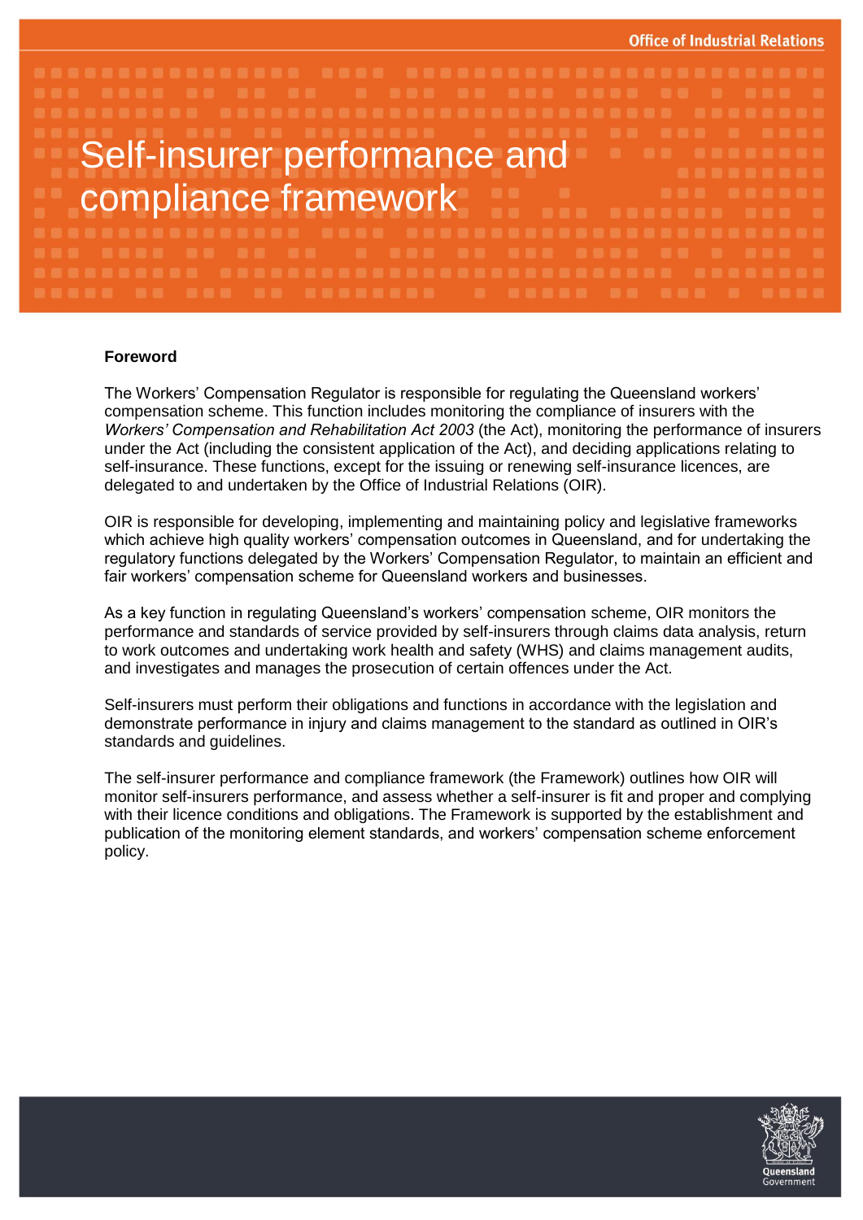# Self-insurer performance and compliance framework

## Foreword

The Workers' Compensation Regulator is responsible for regulating the Queensland workers' compensation scheme. This function includes monitoring the compliance of insurers with the *Workers' Compensation and Rehabilitation Act 2003* (the Act), monitoring the performance of insurers under the Act (including the consistent application of the Act), and deciding applications relating to self-insurance. These functions, except for the issuing or renewing self-insurance licences, are delegated to and undertaken by the Office of Industrial Relations (OIR).

OIR is responsible for developing, implementing and maintaining policy and legislative frameworks which achieve high quality workers' compensation outcomes in Queensland, and for undertaking the regulatory functions delegated by the Workers' Compensation Regulator, to maintain an efficient and fair workers' compensation scheme for Queensland workers and businesses.

As a key function in regulating Queensland's workers' compensation scheme, OIR monitors the performance and standards of service provided by self-insurers through claims data analysis, return to work outcomes and undertaking work health and safety (WHS) and claims management audits, and investigates and manages the prosecution of certain offences under the Act.

Self-insurers must perform their obligations and functions in accordance with the legislation and demonstrate performance in injury and claims management to the standard as outlined in OIR's standards and guidelines.

The self-insurer performance and compliance framework (the Framework) outlines how OIR will monitor self-insurers performance, and assess whether a self-insurer is fit and proper and complying with their licence conditions and obligations. The Framework is supported by the establishment and publication of the monitoring element standards, and workers' compensation scheme enforcement policy.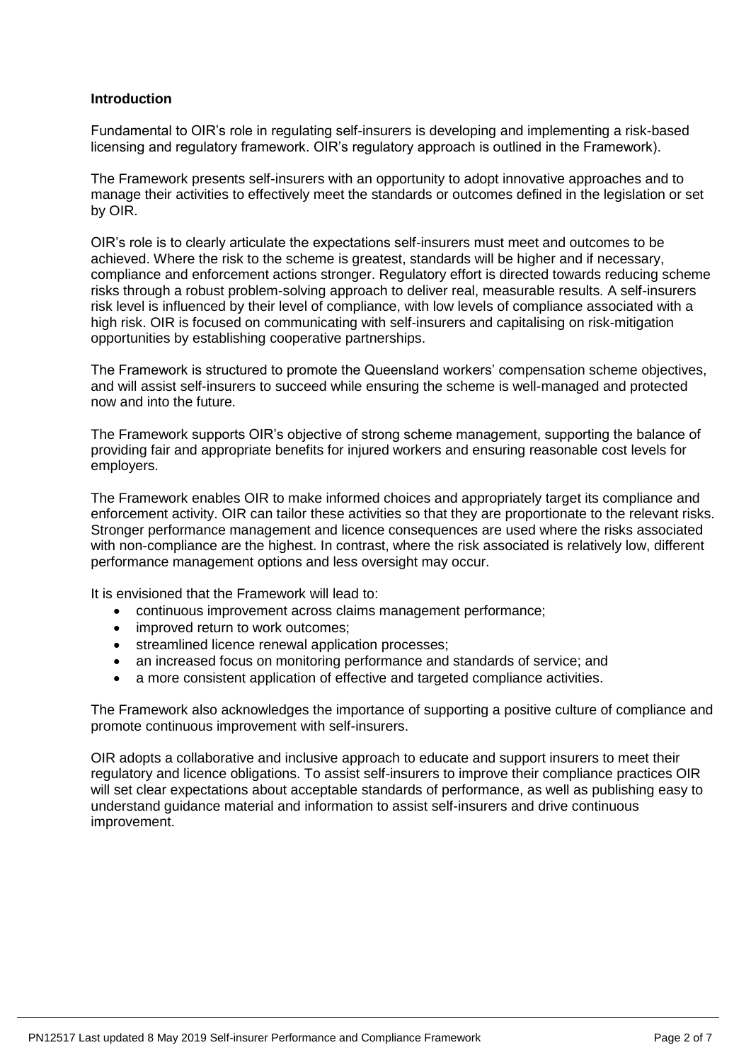**Introduction**

Fundamental to OIR's role in regulating self-insurers is developing and implementing a risk-based licensing and regulatory framework. OIR's regulatory approach is outlined in the Framework).

The Framework presents self-insurers with an opportunity to adopt innovative approaches and to manage their activities to effectively meet the standards or outcomes defined in the legislation or set by OIR.

OIR's role is to clearly articulate the expectations self-insurers must meet and outcomes to be achieved. Where the risk to the scheme is greatest, standards will be higher and if necessary, compliance and enforcement actions stronger. Regulatory effort is directed towards reducing scheme risks through a robust problem-solving approach to deliver real, measurable results. A self-insurers risk level is influenced by their level of compliance, with low levels of compliance associated with a high risk. OIR is focused on communicating with self-insurers and capitalising on risk-mitigation opportunities by establishing cooperative partnerships.

The Framework is structured to promote the Queensland workers' compensation scheme objectives, and will assist self-insurers to succeed while ensuring the scheme is well-managed and protected now and into the future.

The Framework supports OIR's objective of strong scheme management, supporting the balance of providing fair and appropriate benefits for injured workers and ensuring reasonable cost levels for employers.

The Framework enables OIR to make informed choices and appropriately target its compliance and enforcement activity. OIR can tailor these activities so that they are proportionate to the relevant risks. Stronger performance management and licence consequences are used where the risks associated with non-compliance are the highest. In contrast, where the risk associated is relatively low, different performance management options and less oversight may occur.

It is envisioned that the Framework will lead to:

- continuous improvement across claims management performance;
- improved return to work outcomes;
- streamlined licence renewal application processes;
- an increased focus on monitoring performance and standards of service; and
- a more consistent application of effective and targeted compliance activities.

The Framework also acknowledges the importance of supporting a positive culture of compliance and promote continuous improvement with self-insurers.

OIR adopts a collaborative and inclusive approach to educate and support insurers to meet their regulatory and licence obligations. To assist self-insurers to improve their compliance practices OIR will set clear expectations about acceptable standards of performance, as well as publishing easy to understand guidance material and information to assist self-insurers and drive continuous improvement.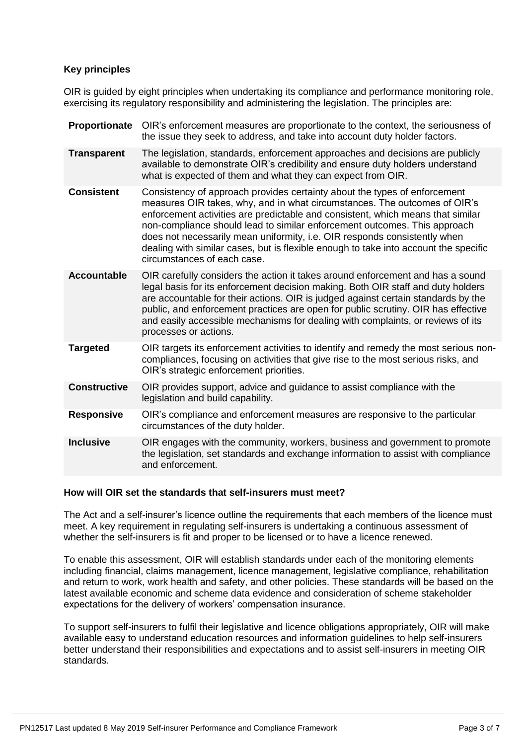### Key principles

OIR is guided by eight principles when undertaking its compliance and performance monitoring role, exercising its regulatory responsibility and administering the legislation. The principles are:

| | |
|---|---|
| **Proportionate** | OIR's enforcement measures are proportionate to the context, the seriousness of the issue they seek to address, and take into account duty holder factors. |
| **Transparent** | The legislation, standards, enforcement approaches and decisions are publicly available to demonstrate OIR's credibility and ensure duty holders understand what is expected of them and what they can expect from OIR. |
| **Consistent** | Consistency of approach provides certainty about the types of enforcement measures OIR takes, why, and in what circumstances. The outcomes of OIR's enforcement activities are predictable and consistent, which means that similar non-compliance should lead to similar enforcement outcomes. This approach does not necessarily mean uniformity, i.e. OIR responds consistently when dealing with similar cases, but is flexible enough to take into account the specific circumstances of each case. |
| **Accountable** | OIR carefully considers the action it takes around enforcement and has a sound legal basis for its enforcement decision making. Both OIR staff and duty holders are accountable for their actions. OIR is judged against certain standards by the public, and enforcement practices are open for public scrutiny. OIR has effective and easily accessible mechanisms for dealing with complaints, or reviews of its processes or actions. |
| **Targeted** | OIR targets its enforcement activities to identify and remedy the most serious non-compliances, focusing on activities that give rise to the most serious risks, and OIR's strategic enforcement priorities. |
| **Constructive** | OIR provides support, advice and guidance to assist compliance with the legislation and build capability. |
| **Responsive** | OIR's compliance and enforcement measures are responsive to the particular circumstances of the duty holder. |
| **Inclusive** | OIR engages with the community, workers, business and government to promote the legislation, set standards and exchange information to assist with compliance and enforcement. |

### How will OIR set the standards that self-insurers must meet?

The Act and a self-insurer's licence outline the requirements that each members of the licence must meet. A key requirement in regulating self-insurers is undertaking a continuous assessment of whether the self-insurers is fit and proper to be licensed or to have a licence renewed.

To enable this assessment, OIR will establish standards under each of the monitoring elements including financial, claims management, licence management, legislative compliance, rehabilitation and return to work, work health and safety, and other policies. These standards will be based on the latest available economic and scheme data evidence and consideration of scheme stakeholder expectations for the delivery of workers' compensation insurance.

To support self-insurers to fulfil their legislative and licence obligations appropriately, OIR will make available easy to understand education resources and information guidelines to help self-insurers better understand their responsibilities and expectations and to assist self-insurers in meeting OIR standards.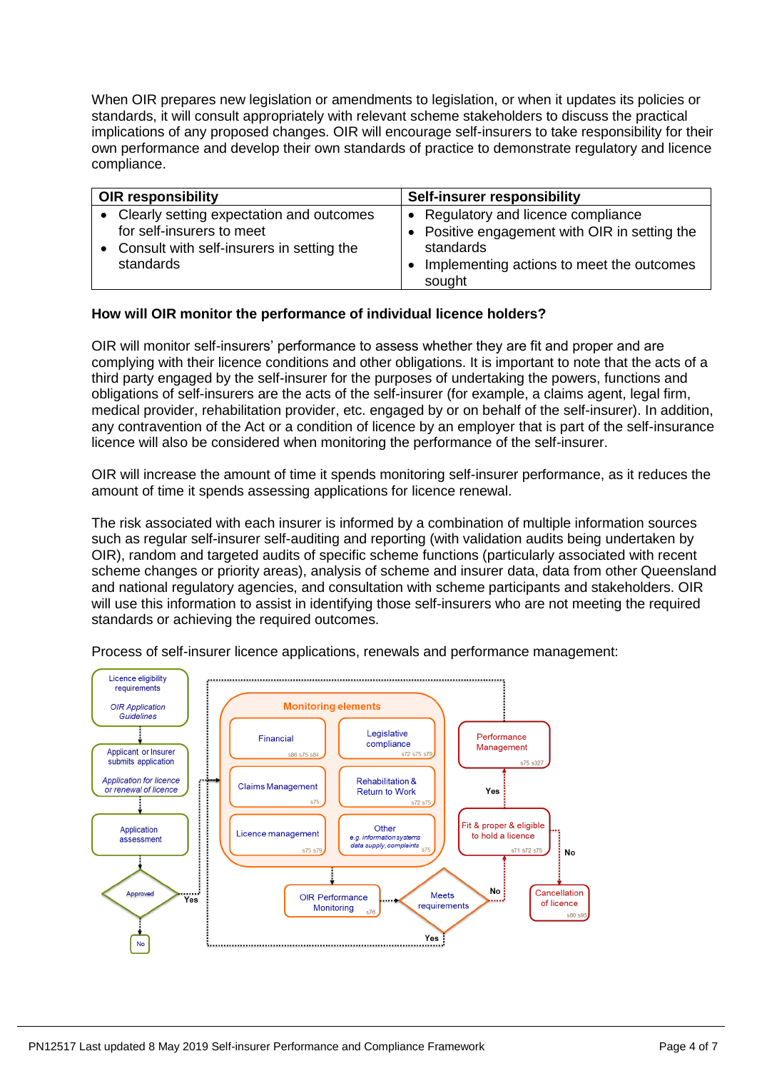When OIR prepares new legislation or amendments to legislation, or when it updates its policies or standards, it will consult appropriately with relevant scheme stakeholders to discuss the practical implications of any proposed changes. OIR will encourage self-insurers to take responsibility for their own performance and develop their own standards of practice to demonstrate regulatory and licence compliance.

| OIR responsibility | Self-insurer responsibility |
|---|---|
| • Clearly setting expectation and outcomes for self-insurers to meet<br>• Consult with self-insurers in setting the standards | • Regulatory and licence compliance<br>• Positive engagement with OIR in setting the standards<br>• Implementing actions to meet the outcomes sought |

**How will OIR monitor the performance of individual licence holders?**

OIR will monitor self-insurers' performance to assess whether they are fit and proper and are complying with their licence conditions and other obligations. It is important to note that the acts of a third party engaged by the self-insurer for the purposes of undertaking the powers, functions and obligations of self-insurers are the acts of the self-insurer (for example, a claims agent, legal firm, medical provider, rehabilitation provider, etc. engaged by or on behalf of the self-insurer). In addition, any contravention of the Act or a condition of licence by an employer that is part of the self-insurance licence will also be considered when monitoring the performance of the self-insurer.

OIR will increase the amount of time it spends monitoring self-insurer performance, as it reduces the amount of time it spends assessing applications for licence renewal.

The risk associated with each insurer is informed by a combination of multiple information sources such as regular self-insurer self-auditing and reporting (with validation audits being undertaken by OIR), random and targeted audits of specific scheme functions (particularly associated with recent scheme changes or priority areas), analysis of scheme and insurer data, data from other Queensland and national regulatory agencies, and consultation with scheme participants and stakeholders. OIR will use this information to assist in identifying those self-insurers who are not meeting the required standards or achieving the required outcomes.

Process of self-insurer licence applications, renewals and performance management:

- Licence eligibility requirements — *OIR Application Guidelines*
- Applicant or Insurer submits application — *Application for licence or renewal of licence*
- Application assessment
- Approved → No / Yes
- Monitoring elements:
  - Financial (s86 s75 s84)
  - Legislative compliance (s72 s75 s79)
  - Claims Management (s75)
  - Rehabilitation & Return to Work (s72 s75)
  - Licence management (s75 s79)
  - Other — *e.g. information systems data supply, complaints* (s75)
- OIR Performance Monitoring (s76)
- Meets requirements → Yes / No
- Performance Management (s75 s327)
- Fit & proper & eligible to hold a licence (s71 s72 s75) → Yes / No
- Cancellation of licence (s80 s95)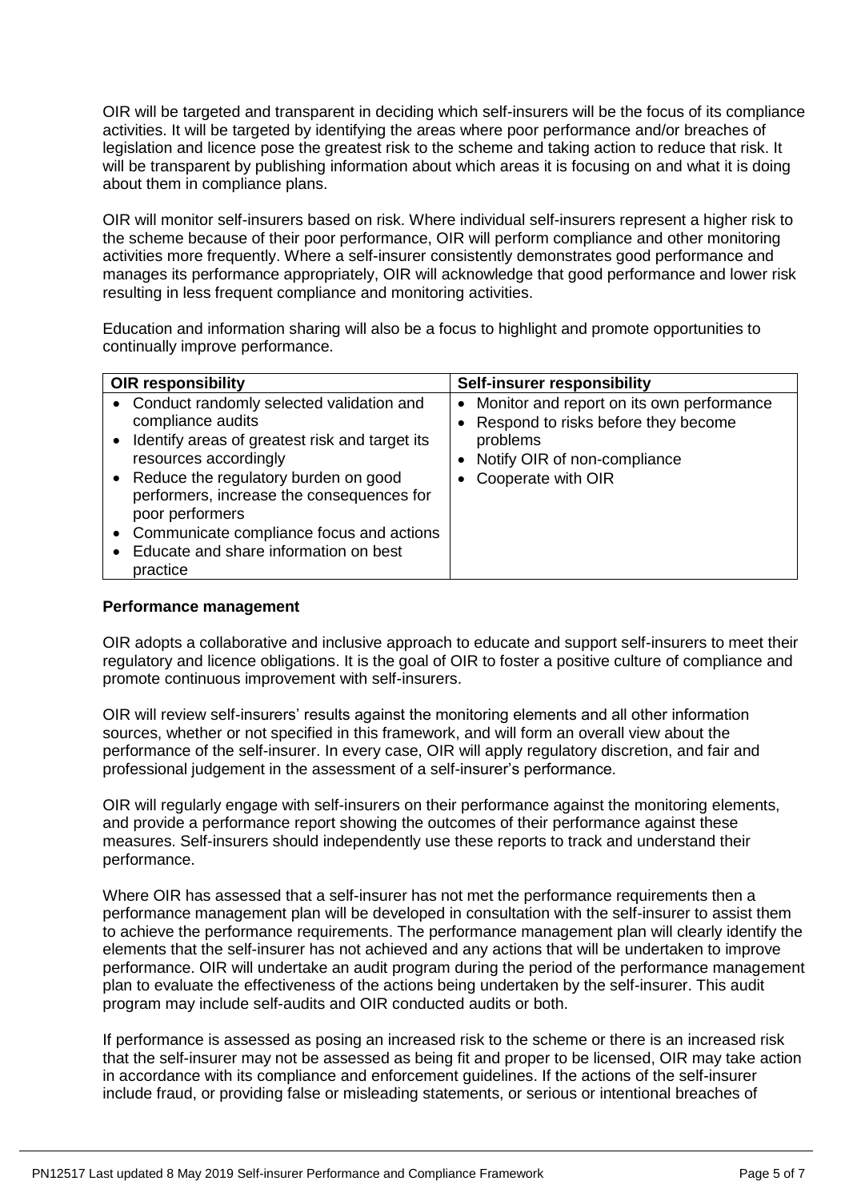OIR will be targeted and transparent in deciding which self-insurers will be the focus of its compliance activities. It will be targeted by identifying the areas where poor performance and/or breaches of legislation and licence pose the greatest risk to the scheme and taking action to reduce that risk. It will be transparent by publishing information about which areas it is focusing on and what it is doing about them in compliance plans.

OIR will monitor self-insurers based on risk. Where individual self-insurers represent a higher risk to the scheme because of their poor performance, OIR will perform compliance and other monitoring activities more frequently. Where a self-insurer consistently demonstrates good performance and manages its performance appropriately, OIR will acknowledge that good performance and lower risk resulting in less frequent compliance and monitoring activities.

Education and information sharing will also be a focus to highlight and promote opportunities to continually improve performance.

| OIR responsibility | Self-insurer responsibility |
| --- | --- |
| • Conduct randomly selected validation and compliance audits<br>• Identify areas of greatest risk and target its resources accordingly<br>• Reduce the regulatory burden on good performers, increase the consequences for poor performers<br>• Communicate compliance focus and actions<br>• Educate and share information on best practice | • Monitor and report on its own performance<br>• Respond to risks before they become problems<br>• Notify OIR of non-compliance<br>• Cooperate with OIR |

**Performance management**

OIR adopts a collaborative and inclusive approach to educate and support self-insurers to meet their regulatory and licence obligations. It is the goal of OIR to foster a positive culture of compliance and promote continuous improvement with self-insurers.

OIR will review self-insurers' results against the monitoring elements and all other information sources, whether or not specified in this framework, and will form an overall view about the performance of the self-insurer. In every case, OIR will apply regulatory discretion, and fair and professional judgement in the assessment of a self-insurer's performance.

OIR will regularly engage with self-insurers on their performance against the monitoring elements, and provide a performance report showing the outcomes of their performance against these measures. Self-insurers should independently use these reports to track and understand their performance.

Where OIR has assessed that a self-insurer has not met the performance requirements then a performance management plan will be developed in consultation with the self-insurer to assist them to achieve the performance requirements. The performance management plan will clearly identify the elements that the self-insurer has not achieved and any actions that will be undertaken to improve performance. OIR will undertake an audit program during the period of the performance management plan to evaluate the effectiveness of the actions being undertaken by the self-insurer. This audit program may include self-audits and OIR conducted audits or both.

If performance is assessed as posing an increased risk to the scheme or there is an increased risk that the self-insurer may not be assessed as being fit and proper to be licensed, OIR may take action in accordance with its compliance and enforcement guidelines. If the actions of the self-insurer include fraud, or providing false or misleading statements, or serious or intentional breaches of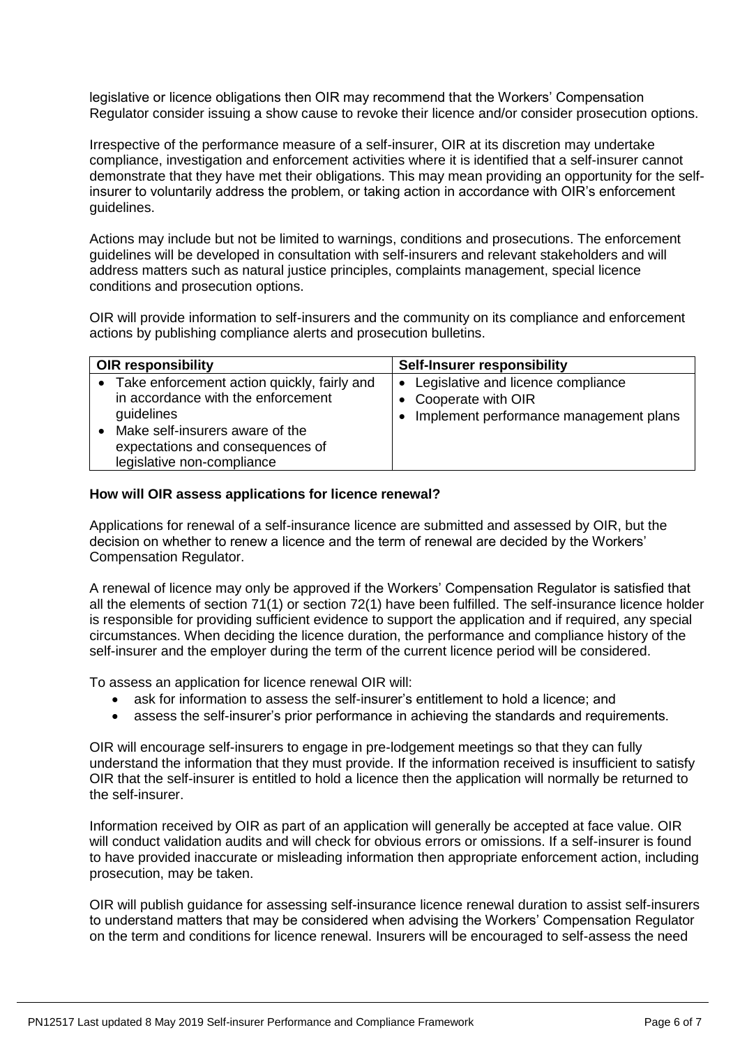legislative or licence obligations then OIR may recommend that the Workers' Compensation Regulator consider issuing a show cause to revoke their licence and/or consider prosecution options.

Irrespective of the performance measure of a self-insurer, OIR at its discretion may undertake compliance, investigation and enforcement activities where it is identified that a self-insurer cannot demonstrate that they have met their obligations. This may mean providing an opportunity for the self-insurer to voluntarily address the problem, or taking action in accordance with OIR's enforcement guidelines.

Actions may include but not be limited to warnings, conditions and prosecutions. The enforcement guidelines will be developed in consultation with self-insurers and relevant stakeholders and will address matters such as natural justice principles, complaints management, special licence conditions and prosecution options.

OIR will provide information to self-insurers and the community on its compliance and enforcement actions by publishing compliance alerts and prosecution bulletins.

| OIR responsibility | Self-Insurer responsibility |
| --- | --- |
| • Take enforcement action quickly, fairly and in accordance with the enforcement guidelines<br>• Make self-insurers aware of the expectations and consequences of legislative non-compliance | • Legislative and licence compliance<br>• Cooperate with OIR<br>• Implement performance management plans |

**How will OIR assess applications for licence renewal?**

Applications for renewal of a self-insurance licence are submitted and assessed by OIR, but the decision on whether to renew a licence and the term of renewal are decided by the Workers' Compensation Regulator.

A renewal of licence may only be approved if the Workers' Compensation Regulator is satisfied that all the elements of section 71(1) or section 72(1) have been fulfilled. The self-insurance licence holder is responsible for providing sufficient evidence to support the application and if required, any special circumstances. When deciding the licence duration, the performance and compliance history of the self-insurer and the employer during the term of the current licence period will be considered.

To assess an application for licence renewal OIR will:

- ask for information to assess the self-insurer's entitlement to hold a licence; and
- assess the self-insurer's prior performance in achieving the standards and requirements.

OIR will encourage self-insurers to engage in pre-lodgement meetings so that they can fully understand the information that they must provide. If the information received is insufficient to satisfy OIR that the self-insurer is entitled to hold a licence then the application will normally be returned to the self-insurer.

Information received by OIR as part of an application will generally be accepted at face value. OIR will conduct validation audits and will check for obvious errors or omissions. If a self-insurer is found to have provided inaccurate or misleading information then appropriate enforcement action, including prosecution, may be taken.

OIR will publish guidance for assessing self-insurance licence renewal duration to assist self-insurers to understand matters that may be considered when advising the Workers' Compensation Regulator on the term and conditions for licence renewal. Insurers will be encouraged to self-assess the need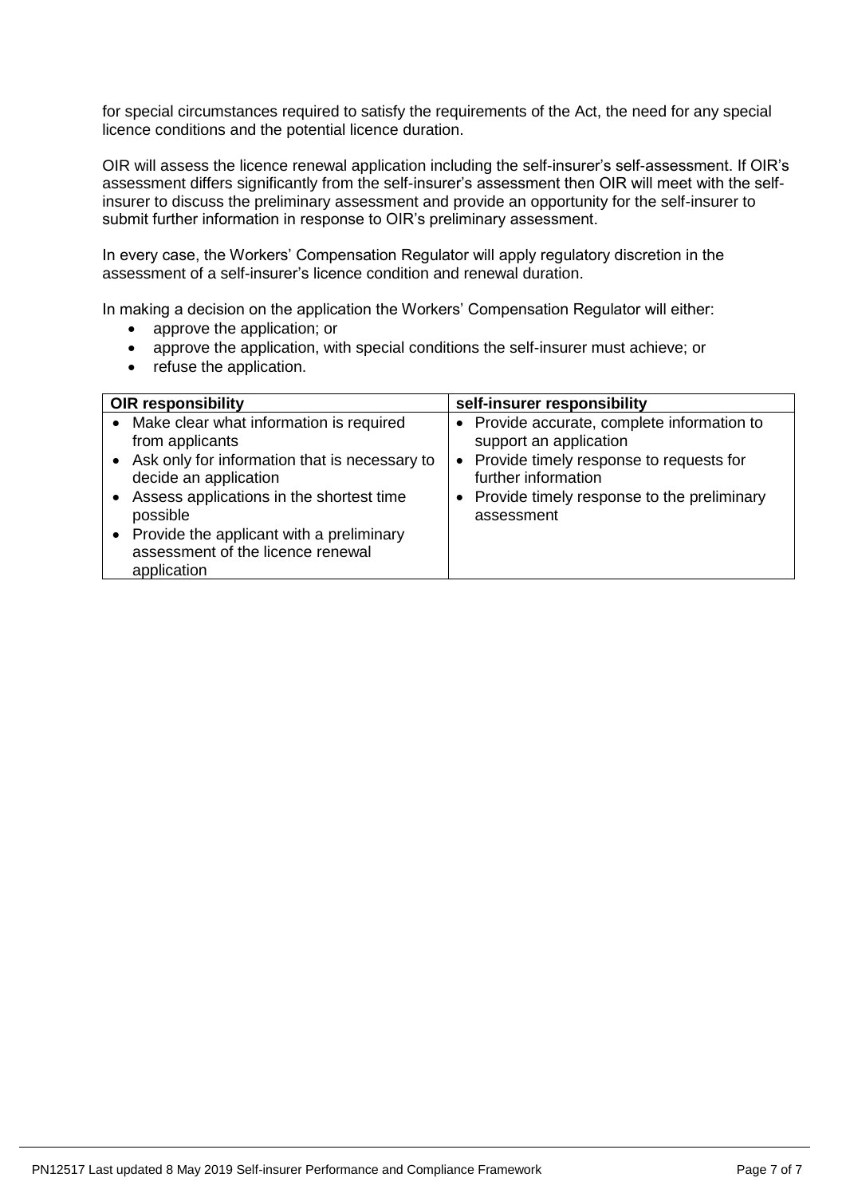for special circumstances required to satisfy the requirements of the Act, the need for any special licence conditions and the potential licence duration.

OIR will assess the licence renewal application including the self-insurer's self-assessment. If OIR's assessment differs significantly from the self-insurer's assessment then OIR will meet with the self-insurer to discuss the preliminary assessment and provide an opportunity for the self-insurer to submit further information in response to OIR's preliminary assessment.

In every case, the Workers' Compensation Regulator will apply regulatory discretion in the assessment of a self-insurer's licence condition and renewal duration.

In making a decision on the application the Workers' Compensation Regulator will either:

- approve the application; or
- approve the application, with special conditions the self-insurer must achieve; or
- refuse the application.

| OIR responsibility | self-insurer responsibility |
|---|---|
| • Make clear what information is required from applicants<br>• Ask only for information that is necessary to decide an application<br>• Assess applications in the shortest time possible<br>• Provide the applicant with a preliminary assessment of the licence renewal application | • Provide accurate, complete information to support an application<br>• Provide timely response to requests for further information<br>• Provide timely response to the preliminary assessment |